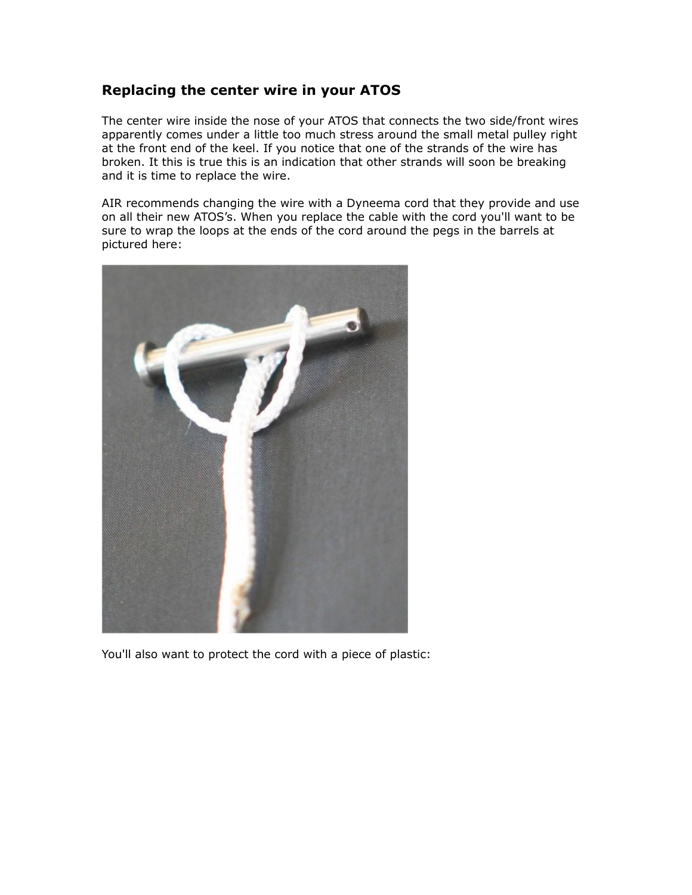## Replacing the center wire in your ATOS

The center wire inside the nose of your ATOS that connects the two side/front wires apparently comes under a little too much stress around the small metal pulley right at the front end of the keel. If you notice that one of the strands of the wire has broken. It this is true this is an indication that other strands will soon be breaking and it is time to replace the wire.

AIR recommends changing the wire with a Dyneema cord that they provide and use on all their new ATOS's. When you replace the cable with the cord you'll want to be sure to wrap the loops at the ends of the cord around the pegs in the barrels at pictured here:

You'll also want to protect the cord with a piece of plastic: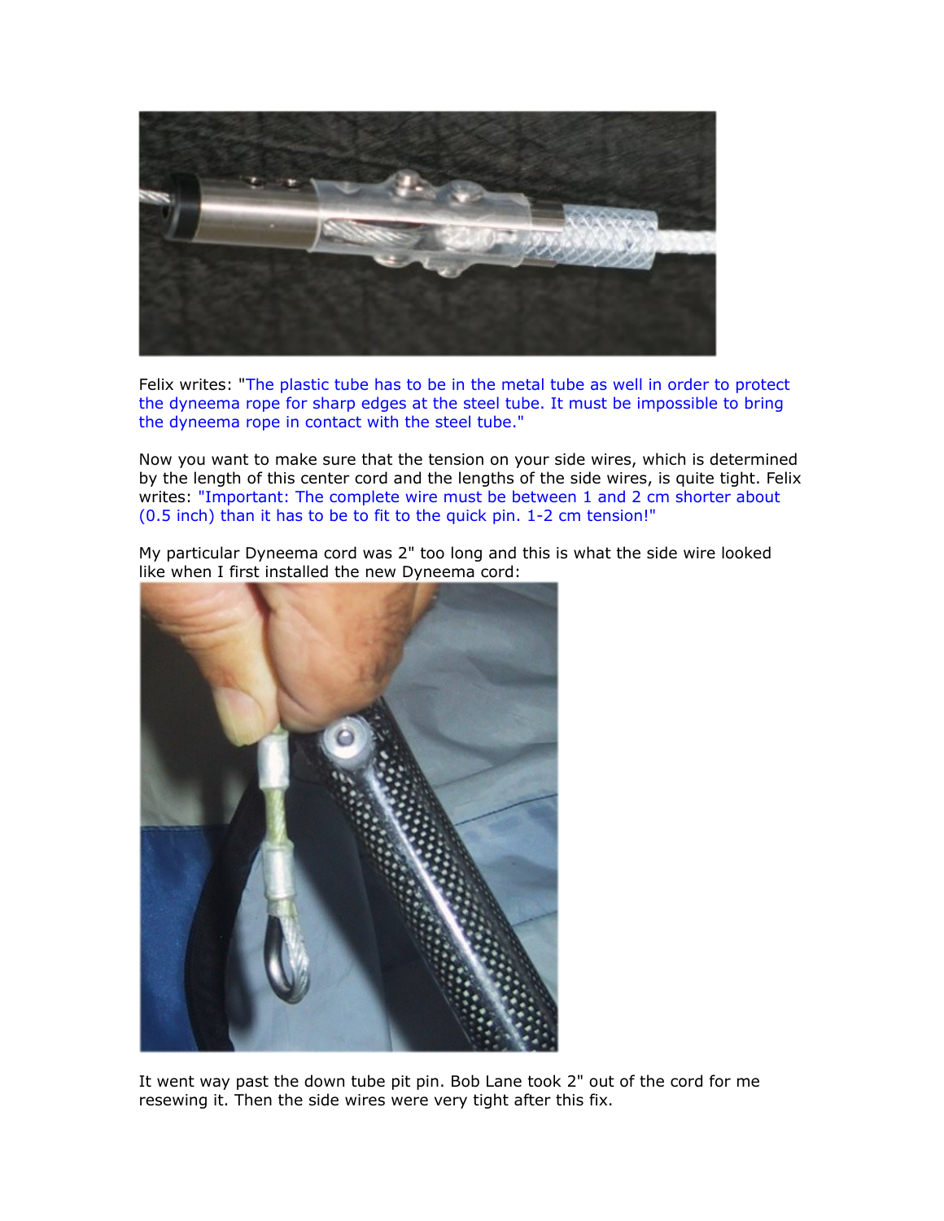Felix writes: "The plastic tube has to be in the metal tube as well in order to protect the dyneema rope for sharp edges at the steel tube. It must be impossible to bring the dyneema rope in contact with the steel tube."

Now you want to make sure that the tension on your side wires, which is determined by the length of this center cord and the lengths of the side wires, is quite tight. Felix writes: "Important: The complete wire must be between 1 and 2 cm shorter about (0.5 inch) than it has to be to fit to the quick pin. 1-2 cm tension!"

My particular Dyneema cord was 2" too long and this is what the side wire looked like when I first installed the new Dyneema cord:

It went way past the down tube pit pin. Bob Lane took 2" out of the cord for me resewing it. Then the side wires were very tight after this fix.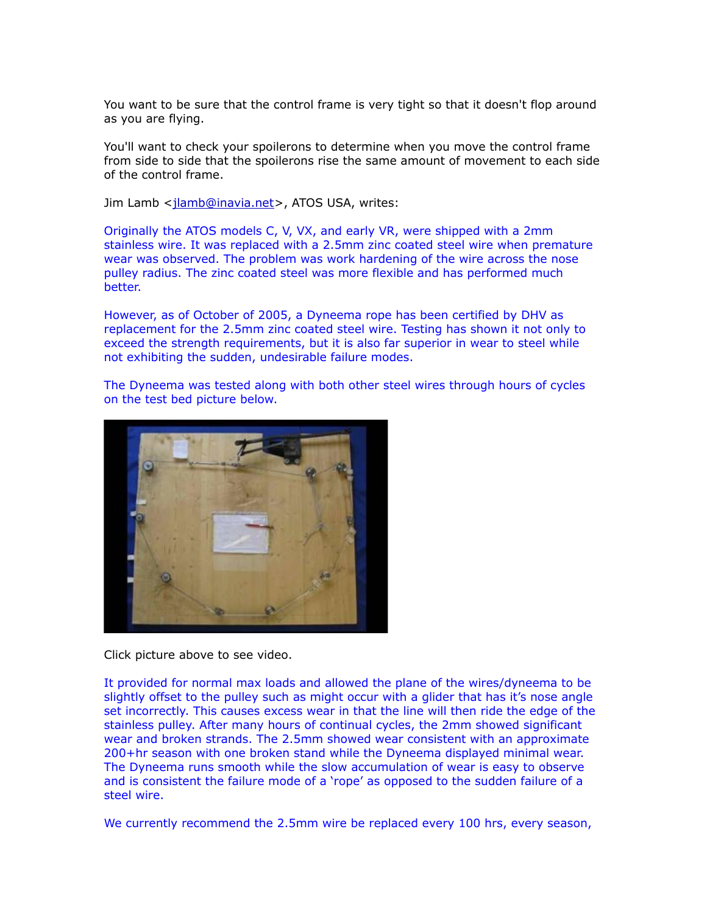You want to be sure that the control frame is very tight so that it doesn't flop around as you are flying.

You'll want to check your spoilerons to determine when you move the control frame from side to side that the spoilerons rise the same amount of movement to each side of the control frame.

Jim Lamb <jlamb@inavia.net>, ATOS USA, writes:

Originally the ATOS models C, V, VX, and early VR, were shipped with a 2mm stainless wire. It was replaced with a 2.5mm zinc coated steel wire when premature wear was observed. The problem was work hardening of the wire across the nose pulley radius. The zinc coated steel was more flexible and has performed much better.

However, as of October of 2005, a Dyneema rope has been certified by DHV as replacement for the 2.5mm zinc coated steel wire. Testing has shown it not only to exceed the strength requirements, but it is also far superior in wear to steel while not exhibiting the sudden, undesirable failure modes.

The Dyneema was tested along with both other steel wires through hours of cycles on the test bed picture below.

Click picture above to see video.

It provided for normal max loads and allowed the plane of the wires/dyneema to be slightly offset to the pulley such as might occur with a glider that has it's nose angle set incorrectly. This causes excess wear in that the line will then ride the edge of the stainless pulley. After many hours of continual cycles, the 2mm showed significant wear and broken strands. The 2.5mm showed wear consistent with an approximate 200+hr season with one broken stand while the Dyneema displayed minimal wear. The Dyneema runs smooth while the slow accumulation of wear is easy to observe and is consistent the failure mode of a 'rope' as opposed to the sudden failure of a steel wire.

We currently recommend the 2.5mm wire be replaced every 100 hrs, every season,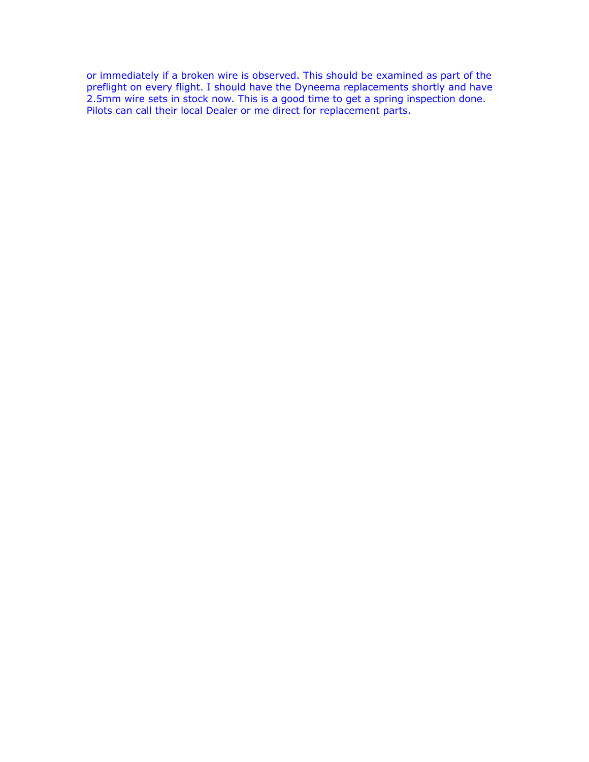or immediately if a broken wire is observed. This should be examined as part of the preflight on every flight. I should have the Dyneema replacements shortly and have 2.5mm wire sets in stock now. This is a good time to get a spring inspection done. Pilots can call their local Dealer or me direct for replacement parts.